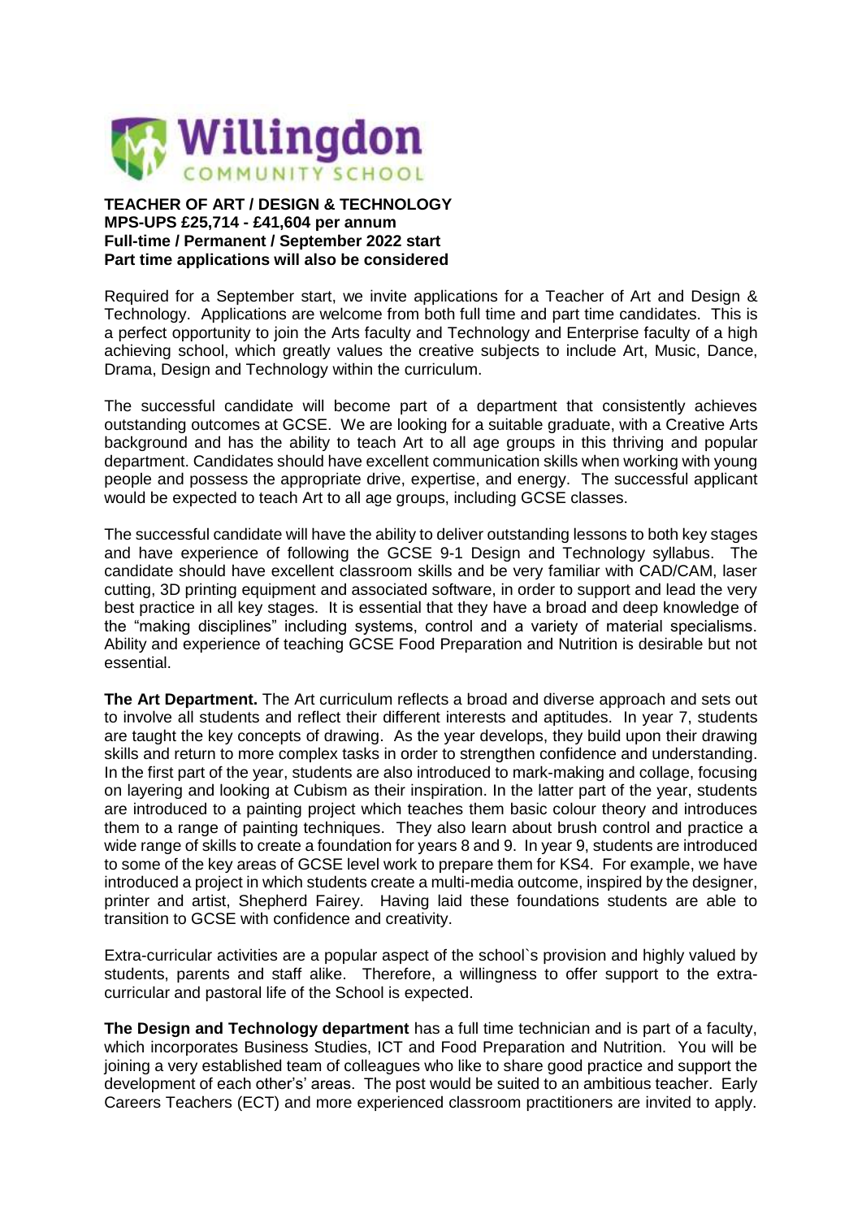Willingdon COMMUNITY SCHOOL

**TEACHER OF ART / DESIGN & TECHNOLOGY**
**MPS-UPS £25,714 - £41,604 per annum**
**Full-time / Permanent / September 2022 start**
**Part time applications will also be considered**

Required for a September start, we invite applications for a Teacher of Art and Design & Technology. Applications are welcome from both full time and part time candidates. This is a perfect opportunity to join the Arts faculty and Technology and Enterprise faculty of a high achieving school, which greatly values the creative subjects to include Art, Music, Dance, Drama, Design and Technology within the curriculum.

The successful candidate will become part of a department that consistently achieves outstanding outcomes at GCSE. We are looking for a suitable graduate, with a Creative Arts background and has the ability to teach Art to all age groups in this thriving and popular department. Candidates should have excellent communication skills when working with young people and possess the appropriate drive, expertise, and energy. The successful applicant would be expected to teach Art to all age groups, including GCSE classes.

The successful candidate will have the ability to deliver outstanding lessons to both key stages and have experience of following the GCSE 9-1 Design and Technology syllabus. The candidate should have excellent classroom skills and be very familiar with CAD/CAM, laser cutting, 3D printing equipment and associated software, in order to support and lead the very best practice in all key stages. It is essential that they have a broad and deep knowledge of the "making disciplines" including systems, control and a variety of material specialisms. Ability and experience of teaching GCSE Food Preparation and Nutrition is desirable but not essential.

**The Art Department.** The Art curriculum reflects a broad and diverse approach and sets out to involve all students and reflect their different interests and aptitudes. In year 7, students are taught the key concepts of drawing. As the year develops, they build upon their drawing skills and return to more complex tasks in order to strengthen confidence and understanding. In the first part of the year, students are also introduced to mark-making and collage, focusing on layering and looking at Cubism as their inspiration. In the latter part of the year, students are introduced to a painting project which teaches them basic colour theory and introduces them to a range of painting techniques. They also learn about brush control and practice a wide range of skills to create a foundation for years 8 and 9. In year 9, students are introduced to some of the key areas of GCSE level work to prepare them for KS4. For example, we have introduced a project in which students create a multi-media outcome, inspired by the designer, printer and artist, Shepherd Fairey. Having laid these foundations students are able to transition to GCSE with confidence and creativity.

Extra-curricular activities are a popular aspect of the school`s provision and highly valued by students, parents and staff alike. Therefore, a willingness to offer support to the extra-curricular and pastoral life of the School is expected.

**The Design and Technology department** has a full time technician and is part of a faculty, which incorporates Business Studies, ICT and Food Preparation and Nutrition. You will be joining a very established team of colleagues who like to share good practice and support the development of each other's' areas. The post would be suited to an ambitious teacher. Early Careers Teachers (ECT) and more experienced classroom practitioners are invited to apply.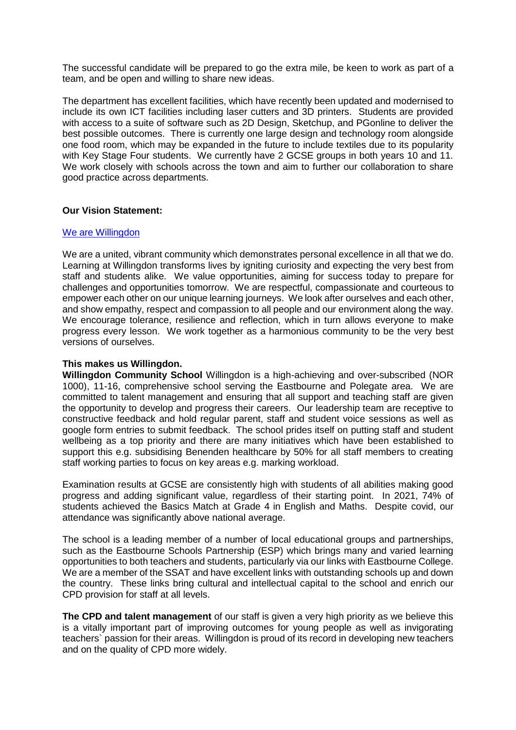The successful candidate will be prepared to go the extra mile, be keen to work as part of a team, and be open and willing to share new ideas.

The department has excellent facilities, which have recently been updated and modernised to include its own ICT facilities including laser cutters and 3D printers. Students are provided with access to a suite of software such as 2D Design, Sketchup, and PGonline to deliver the best possible outcomes. There is currently one large design and technology room alongside one food room, which may be expanded in the future to include textiles due to its popularity with Key Stage Four students. We currently have 2 GCSE groups in both years 10 and 11. We work closely with schools across the town and aim to further our collaboration to share good practice across departments.

**Our Vision Statement:**

[We are Willingdon]

We are a united, vibrant community which demonstrates personal excellence in all that we do. Learning at Willingdon transforms lives by igniting curiosity and expecting the very best from staff and students alike. We value opportunities, aiming for success today to prepare for challenges and opportunities tomorrow. We are respectful, compassionate and courteous to empower each other on our unique learning journeys. We look after ourselves and each other, and show empathy, respect and compassion to all people and our environment along the way. We encourage tolerance, resilience and reflection, which in turn allows everyone to make progress every lesson. We work together as a harmonious community to be the very best versions of ourselves.

**This makes us Willingdon.**

**Willingdon Community School** Willingdon is a high-achieving and over-subscribed (NOR 1000), 11-16, comprehensive school serving the Eastbourne and Polegate area. We are committed to talent management and ensuring that all support and teaching staff are given the opportunity to develop and progress their careers. Our leadership team are receptive to constructive feedback and hold regular parent, staff and student voice sessions as well as google form entries to submit feedback. The school prides itself on putting staff and student wellbeing as a top priority and there are many initiatives which have been established to support this e.g. subsidising Benenden healthcare by 50% for all staff members to creating staff working parties to focus on key areas e.g. marking workload.

Examination results at GCSE are consistently high with students of all abilities making good progress and adding significant value, regardless of their starting point. In 2021, 74% of students achieved the Basics Match at Grade 4 in English and Maths. Despite covid, our attendance was significantly above national average.

The school is a leading member of a number of local educational groups and partnerships, such as the Eastbourne Schools Partnership (ESP) which brings many and varied learning opportunities to both teachers and students, particularly via our links with Eastbourne College. We are a member of the SSAT and have excellent links with outstanding schools up and down the country. These links bring cultural and intellectual capital to the school and enrich our CPD provision for staff at all levels.

**The CPD and talent management** of our staff is given a very high priority as we believe this is a vitally important part of improving outcomes for young people as well as invigorating teachers` passion for their areas. Willingdon is proud of its record in developing new teachers and on the quality of CPD more widely.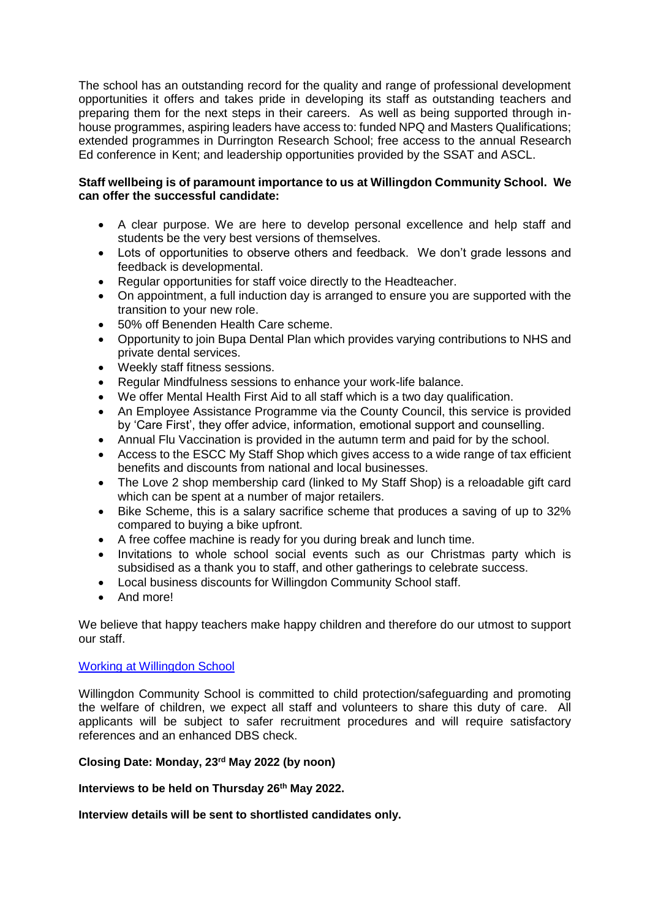The school has an outstanding record for the quality and range of professional development opportunities it offers and takes pride in developing its staff as outstanding teachers and preparing them for the next steps in their careers. As well as being supported through in-house programmes, aspiring leaders have access to: funded NPQ and Masters Qualifications; extended programmes in Durrington Research School; free access to the annual Research Ed conference in Kent; and leadership opportunities provided by the SSAT and ASCL.

**Staff wellbeing is of paramount importance to us at Willingdon Community School. We can offer the successful candidate:**

- A clear purpose. We are here to develop personal excellence and help staff and students be the very best versions of themselves.
- Lots of opportunities to observe others and feedback. We don't grade lessons and feedback is developmental.
- Regular opportunities for staff voice directly to the Headteacher.
- On appointment, a full induction day is arranged to ensure you are supported with the transition to your new role.
- 50% off Benenden Health Care scheme.
- Opportunity to join Bupa Dental Plan which provides varying contributions to NHS and private dental services.
- Weekly staff fitness sessions.
- Regular Mindfulness sessions to enhance your work-life balance.
- We offer Mental Health First Aid to all staff which is a two day qualification.
- An Employee Assistance Programme via the County Council, this service is provided by 'Care First', they offer advice, information, emotional support and counselling.
- Annual Flu Vaccination is provided in the autumn term and paid for by the school.
- Access to the ESCC My Staff Shop which gives access to a wide range of tax efficient benefits and discounts from national and local businesses.
- The Love 2 shop membership card (linked to My Staff Shop) is a reloadable gift card which can be spent at a number of major retailers.
- Bike Scheme, this is a salary sacrifice scheme that produces a saving of up to 32% compared to buying a bike upfront.
- A free coffee machine is ready for you during break and lunch time.
- Invitations to whole school social events such as our Christmas party which is subsidised as a thank you to staff, and other gatherings to celebrate success.
- Local business discounts for Willingdon Community School staff.
- And more!

We believe that happy teachers make happy children and therefore do our utmost to support our staff.

[Working at Willingdon School]

Willingdon Community School is committed to child protection/safeguarding and promoting the welfare of children, we expect all staff and volunteers to share this duty of care. All applicants will be subject to safer recruitment procedures and will require satisfactory references and an enhanced DBS check.

**Closing Date: Monday, 23rd May 2022 (by noon)**

**Interviews to be held on Thursday 26th May 2022.**

**Interview details will be sent to shortlisted candidates only.**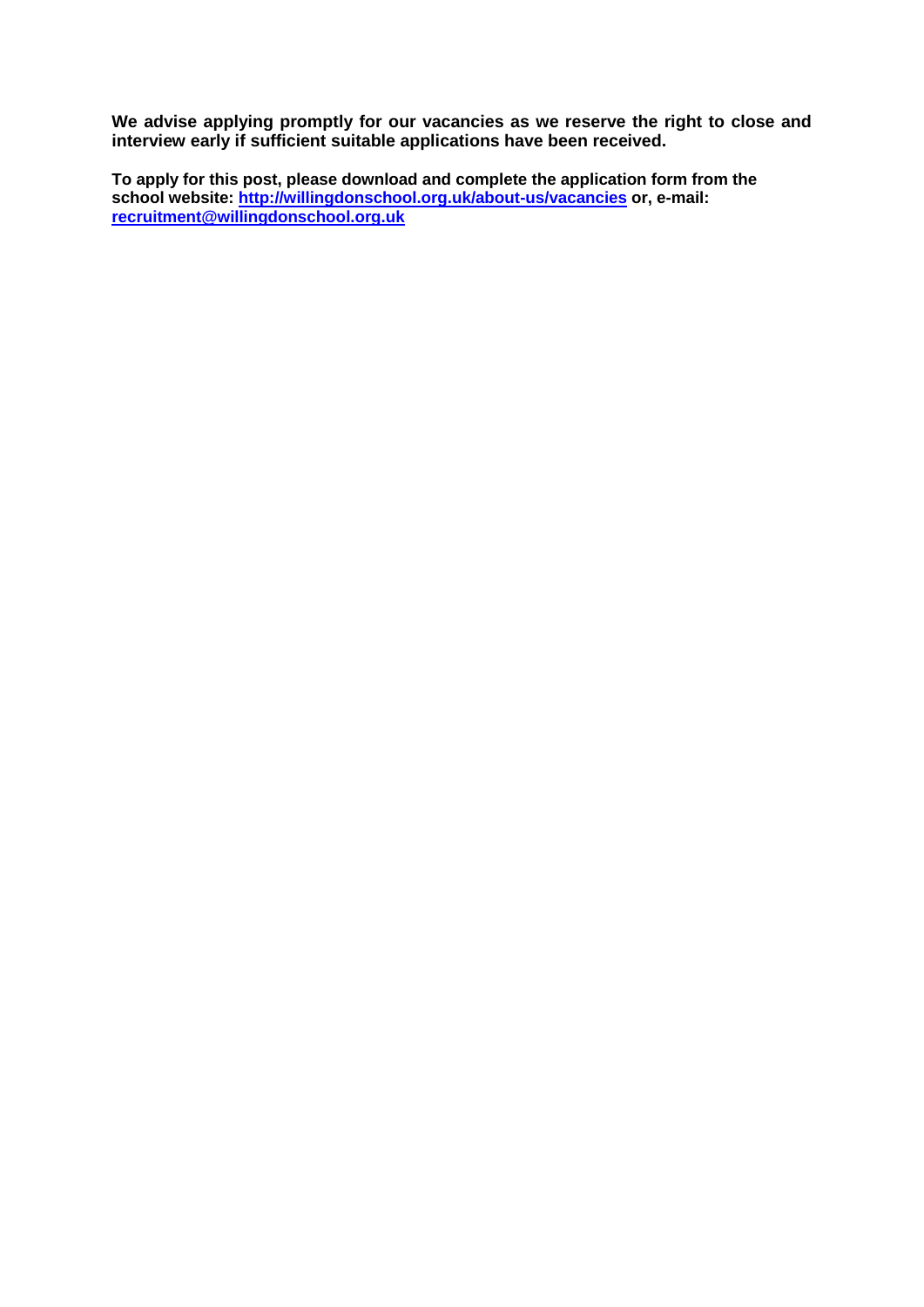**We advise applying promptly for our vacancies as we reserve the right to close and interview early if sufficient suitable applications have been received.**

**To apply for this post, please download and complete the application form from the school website: [http://willingdonschool.org.uk/about-us/vacancies](http://willingdonschool.org.uk/about-us/vacancies) or, e-mail: [recruitment@willingdonschool.org.uk](mailto:recruitment@willingdonschool.org.uk)**